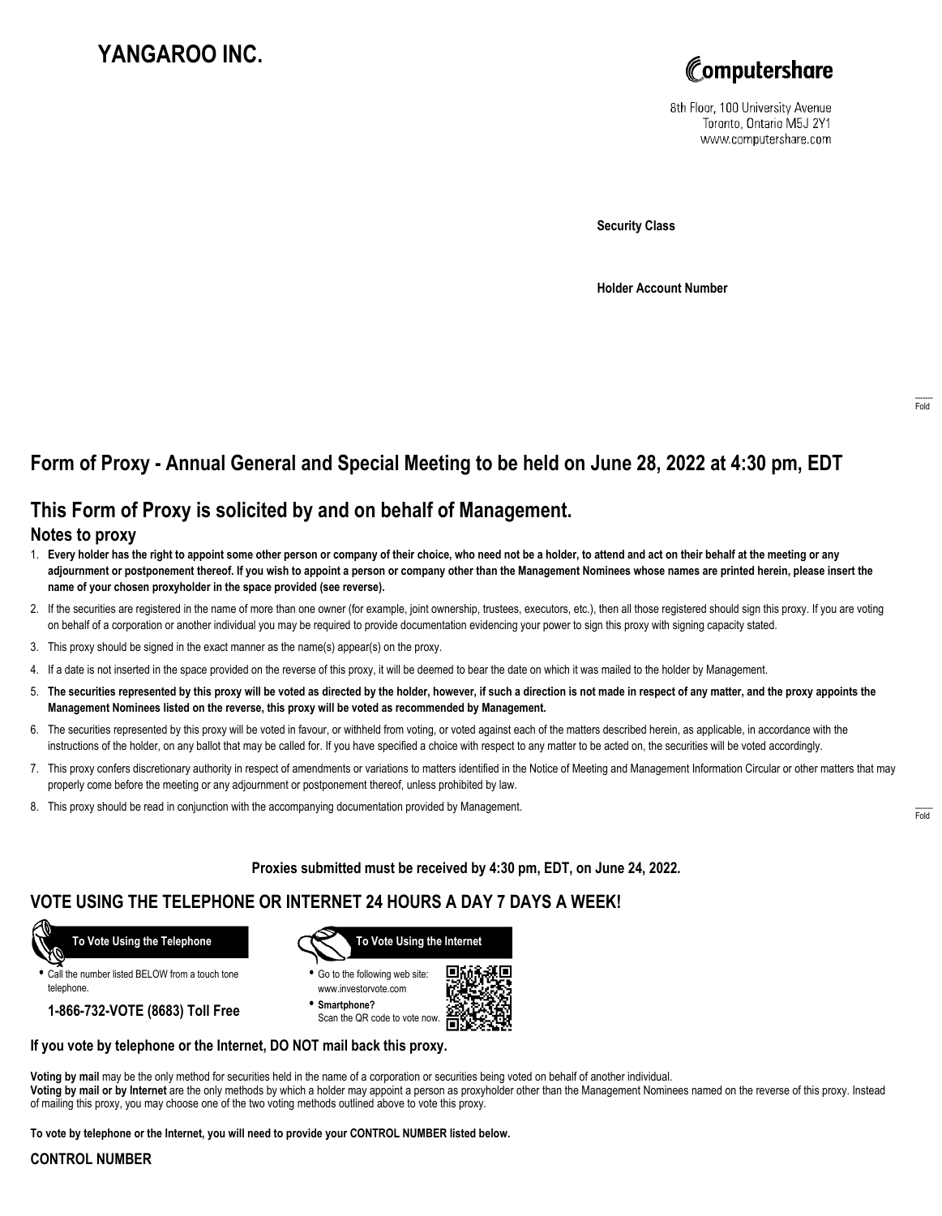# YANGAROO INC.

Computershare

8th Floor, 100 University Avenue
Toronto, Ontario M5J 2Y1
www.computershare.com

**Security Class**

**Holder Account Number**

Fold

## Form of Proxy - Annual General and Special Meeting to be held on June 28, 2022 at 4:30 pm, EDT

## This Form of Proxy is solicited by and on behalf of Management.

### Notes to proxy

1. **Every holder has the right to appoint some other person or company of their choice, who need not be a holder, to attend and act on their behalf at the meeting or any adjournment or postponement thereof. If you wish to appoint a person or company other than the Management Nominees whose names are printed herein, please insert the name of your chosen proxyholder in the space provided (see reverse).**
2. If the securities are registered in the name of more than one owner (for example, joint ownership, trustees, executors, etc.), then all those registered should sign this proxy. If you are voting on behalf of a corporation or another individual you may be required to provide documentation evidencing your power to sign this proxy with signing capacity stated.
3. This proxy should be signed in the exact manner as the name(s) appear(s) on the proxy.
4. If a date is not inserted in the space provided on the reverse of this proxy, it will be deemed to bear the date on which it was mailed to the holder by Management.
5. **The securities represented by this proxy will be voted as directed by the holder, however, if such a direction is not made in respect of any matter, and the proxy appoints the Management Nominees listed on the reverse, this proxy will be voted as recommended by Management.**
6. The securities represented by this proxy will be voted in favour, or withheld from voting, or voted against each of the matters described herein, as applicable, in accordance with the instructions of the holder, on any ballot that may be called for. If you have specified a choice with respect to any matter to be acted on, the securities will be voted accordingly.
7. This proxy confers discretionary authority in respect of amendments or variations to matters identified in the Notice of Meeting and Management Information Circular or other matters that may properly come before the meeting or any adjournment or postponement thereof, unless prohibited by law.
8. This proxy should be read in conjunction with the accompanying documentation provided by Management.

Fold

**Proxies submitted must be received by 4:30 pm, EDT, on June 24, 2022.**

## VOTE USING THE TELEPHONE OR INTERNET 24 HOURS A DAY 7 DAYS A WEEK!

**To Vote Using the Telephone**

- Call the number listed BELOW from a touch tone telephone.

**1-866-732-VOTE (8683) Toll Free**

**To Vote Using the Internet**

- Go to the following web site: www.investorvote.com
- **Smartphone?** Scan the QR code to vote now.

**If you vote by telephone or the Internet, DO NOT mail back this proxy.**

**Voting by mail** may be the only method for securities held in the name of a corporation or securities being voted on behalf of another individual.
**Voting by mail or by Internet** are the only methods by which a holder may appoint a person as proxyholder other than the Management Nominees named on the reverse of this proxy. Instead of mailing this proxy, you may choose one of the two voting methods outlined above to vote this proxy.

**To vote by telephone or the Internet, you will need to provide your CONTROL NUMBER listed below.**

**CONTROL NUMBER**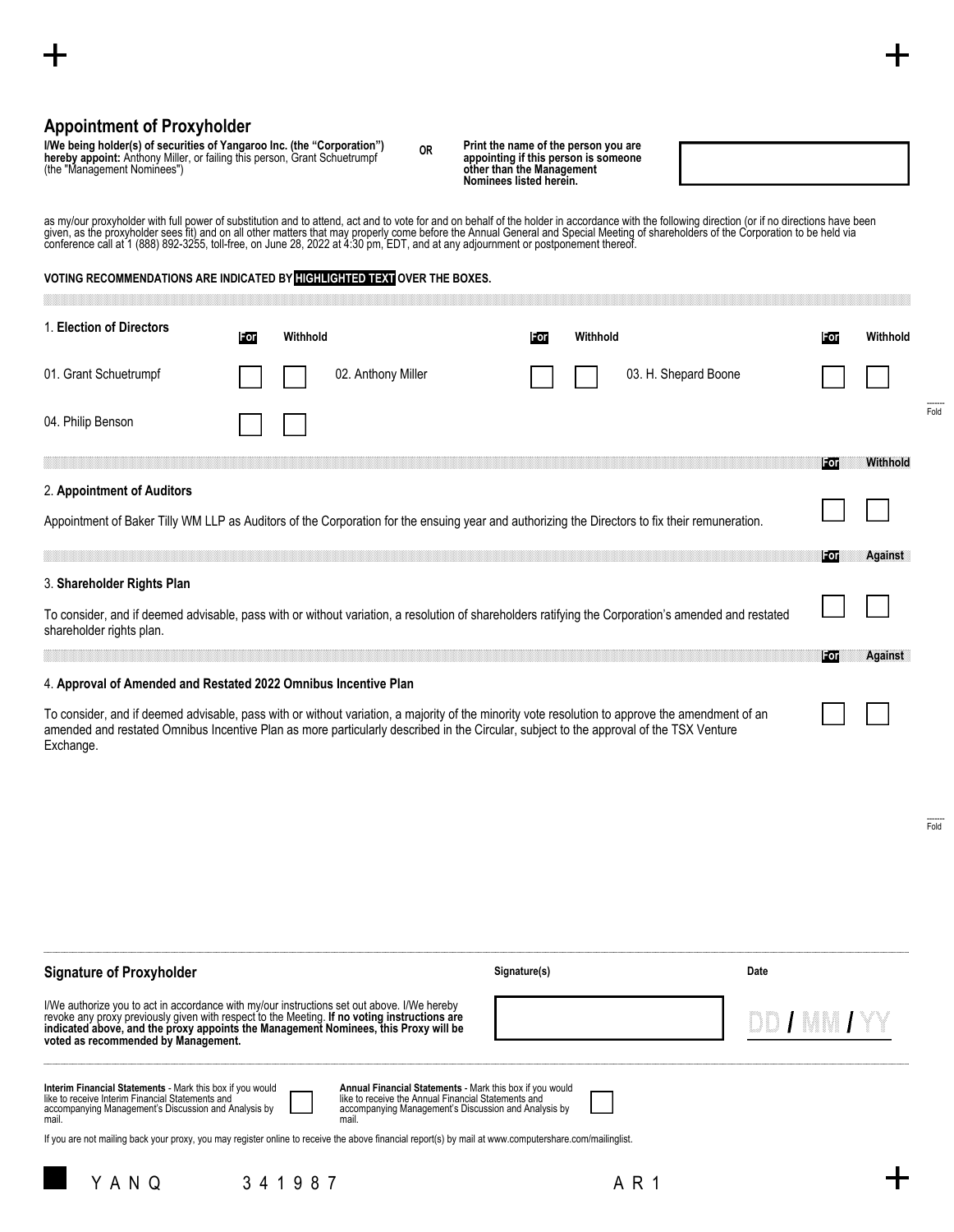## Appointment of Proxyholder

**I/We being holder(s) of securities of Yangaroo Inc. (the "Corporation") hereby appoint:** Anthony Miller, or failing this person, Grant Schuetrumpf (the "Management Nominees")

**OR**

**Print the name of the person you are appointing if this person is someone other than the Management Nominees listed herein.**

as my/our proxyholder with full power of substitution and to attend, act and to vote for and on behalf of the holder in accordance with the following direction (or if no directions have been given, as the proxyholder sees fit) and on all other matters that may properly come before the Annual General and Special Meeting of shareholders of the Corporation to be held via conference call at 1 (888) 892-3255, toll-free, on June 28, 2022 at 4:30 pm, EDT, and at any adjournment or postponement thereof.

**VOTING RECOMMENDATIONS ARE INDICATED BY HIGHLIGHTED TEXT OVER THE BOXES.**

### 1. Election of Directors

| | For | Withhold | | For | Withhold | | For | Withhold |
|---|---|---|---|---|---|---|---|---|
| 01. Grant Schuetrumpf | ☐ | ☐ | 02. Anthony Miller | ☐ | ☐ | 03. H. Shepard Boone | ☐ | ☐ |
| 04. Philip Benson | ☐ | ☐ | | | | | | |

### 2. Appointment of Auditors

Appointment of Baker Tilly WM LLP as Auditors of the Corporation for the ensuing year and authorizing the Directors to fix their remuneration.

For ☐ Withhold ☐

### 3. Shareholder Rights Plan

To consider, and if deemed advisable, pass with or without variation, a resolution of shareholders ratifying the Corporation's amended and restated shareholder rights plan.

For ☐ Against ☐

### 4. Approval of Amended and Restated 2022 Omnibus Incentive Plan

To consider, and if deemed advisable, pass with or without variation, a majority of the minority vote resolution to approve the amendment of an amended and restated Omnibus Incentive Plan as more particularly described in the Circular, subject to the approval of the TSX Venture Exchange.

For ☐ Against ☐

## Signature of Proxyholder

I/We authorize you to act in accordance with my/our instructions set out above. I/We hereby revoke any proxy previously given with respect to the Meeting. **If no voting instructions are indicated above, and the proxy appoints the Management Nominees, this Proxy will be voted as recommended by Management.**

Signature(s) ______________

Date DD / MM / YY

**Interim Financial Statements** - Mark this box if you would like to receive Interim Financial Statements and accompanying Management's Discussion and Analysis by mail. ☐

**Annual Financial Statements** - Mark this box if you would like to receive the Annual Financial Statements and accompanying Management's Discussion and Analysis by mail. ☐

If you are not mailing back your proxy, you may register online to receive the above financial report(s) by mail at www.computershare.com/mailinglist.

Y A N Q 3 4 1 9 8 7 A R 1